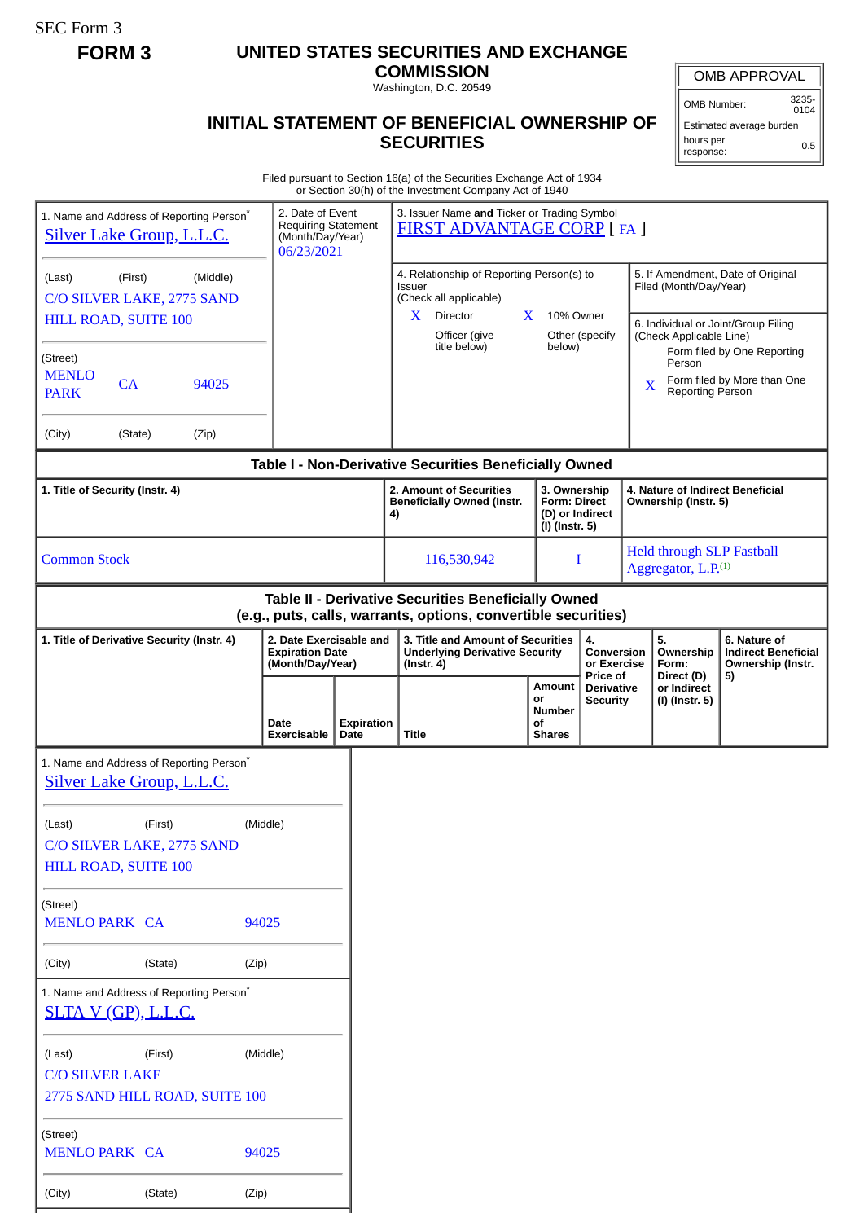SEC Form 3

**FORM 3**

# UNITED STATES SECURITIES AND EXCHANGE COMMISSION

Washington, D.C. 20549

## INITIAL STATEMENT OF BENEFICIAL OWNERSHIP OF SECURITIES

| OMB APPROVAL | |
|---|---|
| OMB Number: | 3235-0104 |
| Estimated average burden | |
| hours per response: | 0.5 |

Filed pursuant to Section 16(a) of the Securities Exchange Act of 1934 or Section 30(h) of the Investment Company Act of 1940

1. Name and Address of Reporting Person*
Silver Lake Group, L.L.C.

(Last) (First) (Middle)
C/O SILVER LAKE, 2775 SAND HILL ROAD, SUITE 100

(Street)
MENLO PARK CA 94025

(City) (State) (Zip)

2. Date of Event Requiring Statement (Month/Day/Year)
06/23/2021

3. Issuer Name **and** Ticker or Trading Symbol
FIRST ADVANTAGE CORP [ FA ]

4. Relationship of Reporting Person(s) to Issuer (Check all applicable)
X Director
X 10% Owner
Officer (give title below)
Other (specify below)

5. If Amendment, Date of Original Filed (Month/Day/Year)

6. Individual or Joint/Group Filing (Check Applicable Line)
Form filed by One Reporting Person
X Form filed by More than One Reporting Person

### Table I - Non-Derivative Securities Beneficially Owned

| 1. Title of Security (Instr. 4) | 2. Amount of Securities Beneficially Owned (Instr. 4) | 3. Ownership Form: Direct (D) or Indirect (I) (Instr. 5) | 4. Nature of Indirect Beneficial Ownership (Instr. 5) |
|---|---|---|---|
| Common Stock | 116,530,942 | I | Held through SLP Fastball Aggregator, L.P.[(1)] |

### Table II - Derivative Securities Beneficially Owned (e.g., puts, calls, warrants, options, convertible securities)

| 1. Title of Derivative Security (Instr. 4) | 2. Date Exercisable and Expiration Date (Month/Day/Year) | | 3. Title and Amount of Securities Underlying Derivative Security (Instr. 4) | | 4. Conversion or Exercise Price of Derivative Security | 5. Ownership Form: Direct (D) or Indirect (I) (Instr. 5) | 6. Nature of Indirect Beneficial Ownership (Instr. 5) |
|---|---|---|---|---|---|---|---|
| | Date Exercisable | Expiration Date | Title | Amount or Number of Shares | | | |

1. Name and Address of Reporting Person*
Silver Lake Group, L.L.C.

(Last) (First) (Middle)
C/O SILVER LAKE, 2775 SAND HILL ROAD, SUITE 100

(Street)
MENLO PARK CA 94025

(City) (State) (Zip)

1. Name and Address of Reporting Person*
SLTA V (GP), L.L.C.

(Last) (First) (Middle)
C/O SILVER LAKE
2775 SAND HILL ROAD, SUITE 100

(Street)
MENLO PARK CA 94025

(City) (State) (Zip)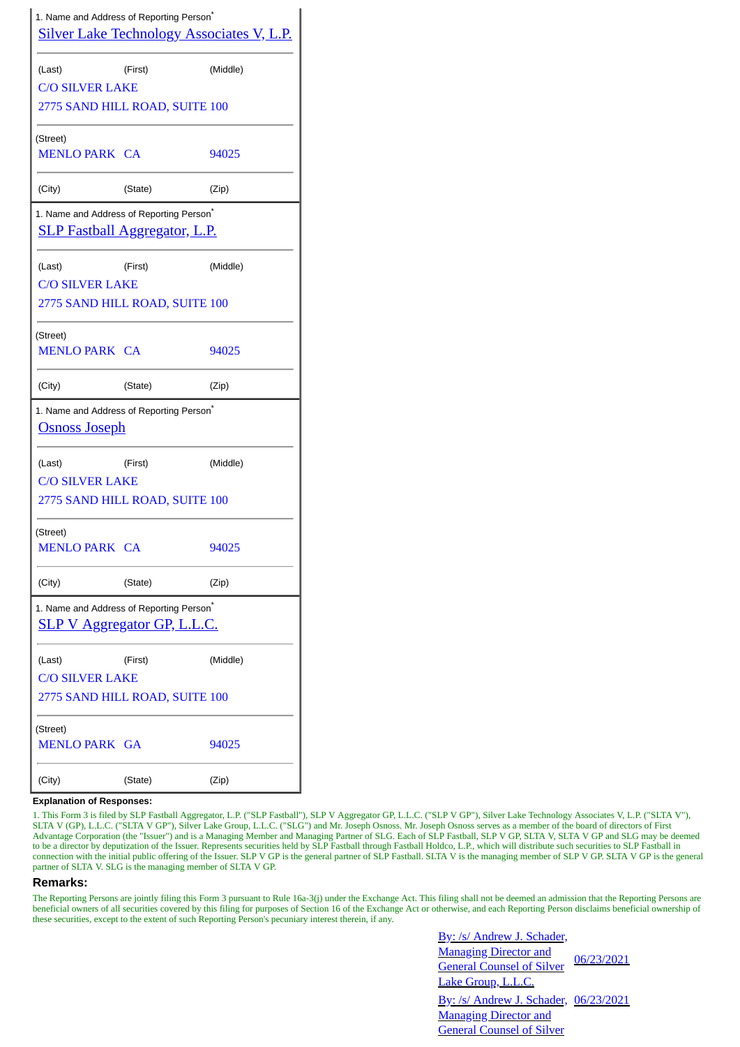1. Name and Address of Reporting Person*

Silver Lake Technology Associates V, L.P.

| (Last) | (First) | (Middle) |
|---|---|---|
| C/O SILVER LAKE | | |
| 2775 SAND HILL ROAD, SUITE 100 | | |

(Street)

| MENLO PARK | CA | 94025 |
|---|---|---|
| (City) | (State) | (Zip) |

1. Name and Address of Reporting Person*

SLP Fastball Aggregator, L.P.

| (Last) | (First) | (Middle) |
|---|---|---|
| C/O SILVER LAKE | | |
| 2775 SAND HILL ROAD, SUITE 100 | | |

(Street)

| MENLO PARK | CA | 94025 |
|---|---|---|
| (City) | (State) | (Zip) |

1. Name and Address of Reporting Person*

Osnoss Joseph

| (Last) | (First) | (Middle) |
|---|---|---|
| C/O SILVER LAKE | | |
| 2775 SAND HILL ROAD, SUITE 100 | | |

(Street)

| MENLO PARK | CA | 94025 |
|---|---|---|
| (City) | (State) | (Zip) |

1. Name and Address of Reporting Person*

SLP V Aggregator GP, L.L.C.

| (Last) | (First) | (Middle) |
|---|---|---|
| C/O SILVER LAKE | | |
| 2775 SAND HILL ROAD, SUITE 100 | | |

(Street)

| MENLO PARK | GA | 94025 |
|---|---|---|
| (City) | (State) | (Zip) |

**Explanation of Responses:**

1. This Form 3 is filed by SLP Fastball Aggregator, L.P. ("SLP Fastball"), SLP V Aggregator GP, L.L.C. ("SLP V GP"), Silver Lake Technology Associates V, L.P. ("SLTA V"), SLTA V (GP), L.L.C. ("SLTA V GP"), Silver Lake Group, L.L.C. ("SLG") and Mr. Joseph Osnoss. Mr. Joseph Osnoss serves as a member of the board of directors of First Advantage Corporation (the "Issuer") and is a Managing Member and Managing Partner of SLG. Each of SLP Fastball, SLP V GP, SLTA V, SLTA V GP and SLG may be deemed to be a director by deputization of the Issuer. Represents securities held by SLP Fastball through Fastball Holdco, L.P., which will distribute such securities to SLP Fastball in connection with the initial public offering of the Issuer. SLP V GP is the general partner of SLP Fastball. SLTA V is the managing member of SLP V GP. SLTA V GP is the general partner of SLTA V. SLG is the managing member of SLTA V GP.

## Remarks:

The Reporting Persons are jointly filing this Form 3 pursuant to Rule 16a-3(j) under the Exchange Act. This filing shall not be deemed an admission that the Reporting Persons are beneficial owners of all securities covered by this filing for purposes of Section 16 of the Exchange Act or otherwise, and each Reporting Person disclaims beneficial ownership of these securities, except to the extent of such Reporting Person's pecuniary interest therein, if any.

| | |
|---|---|
| By: /s/ Andrew J. Schader, Managing Director and General Counsel of Silver Lake Group, L.L.C. | 06/23/2021 |
| By: /s/ Andrew J. Schader, Managing Director and General Counsel of Silver | 06/23/2021 |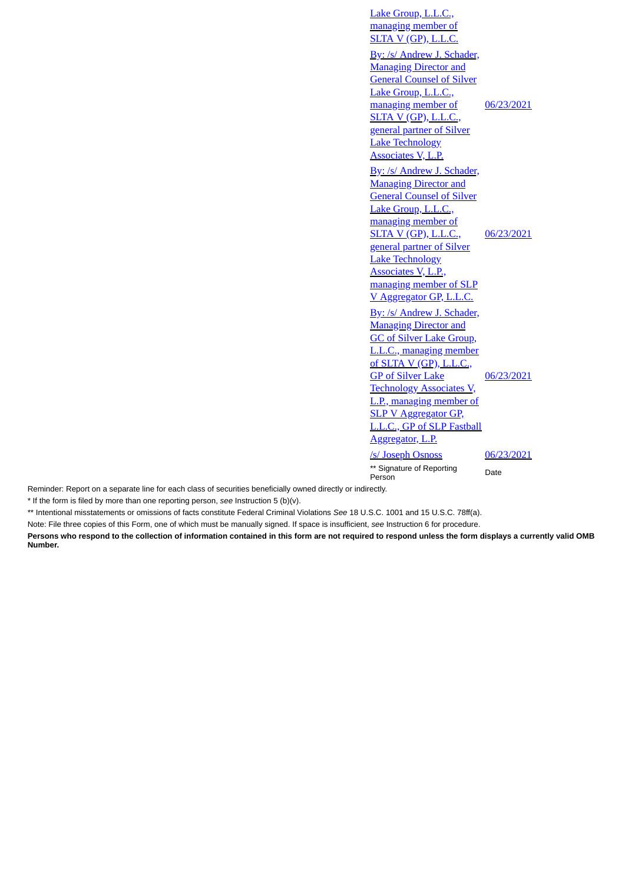| | |
|---|---|
| Lake Group, L.L.C., managing member of SLTA V (GP), L.L.C. | |
| By: /s/ Andrew J. Schader, Managing Director and General Counsel of Silver Lake Group, L.L.C., managing member of SLTA V (GP), L.L.C., general partner of Silver Lake Technology Associates V, L.P. | 06/23/2021 |
| By: /s/ Andrew J. Schader, Managing Director and General Counsel of Silver Lake Group, L.L.C., managing member of SLTA V (GP), L.L.C., general partner of Silver Lake Technology Associates V, L.P., managing member of SLP V Aggregator GP, L.L.C. | 06/23/2021 |
| By: /s/ Andrew J. Schader, Managing Director and GC of Silver Lake Group, L.L.C., managing member of SLTA V (GP), L.L.C., GP of Silver Lake Technology Associates V, L.P., managing member of SLP V Aggregator GP, L.L.C., GP of SLP Fastball Aggregator, L.P. | 06/23/2021 |
| /s/ Joseph Osnoss | 06/23/2021 |
| ** Signature of Reporting Person | Date |

Reminder: Report on a separate line for each class of securities beneficially owned directly or indirectly.

* If the form is filed by more than one reporting person, *see* Instruction 5 (b)(v).

** Intentional misstatements or omissions of facts constitute Federal Criminal Violations *See* 18 U.S.C. 1001 and 15 U.S.C. 78ff(a).

Note: File three copies of this Form, one of which must be manually signed. If space is insufficient, *see* Instruction 6 for procedure.

**Persons who respond to the collection of information contained in this form are not required to respond unless the form displays a currently valid OMB Number.**